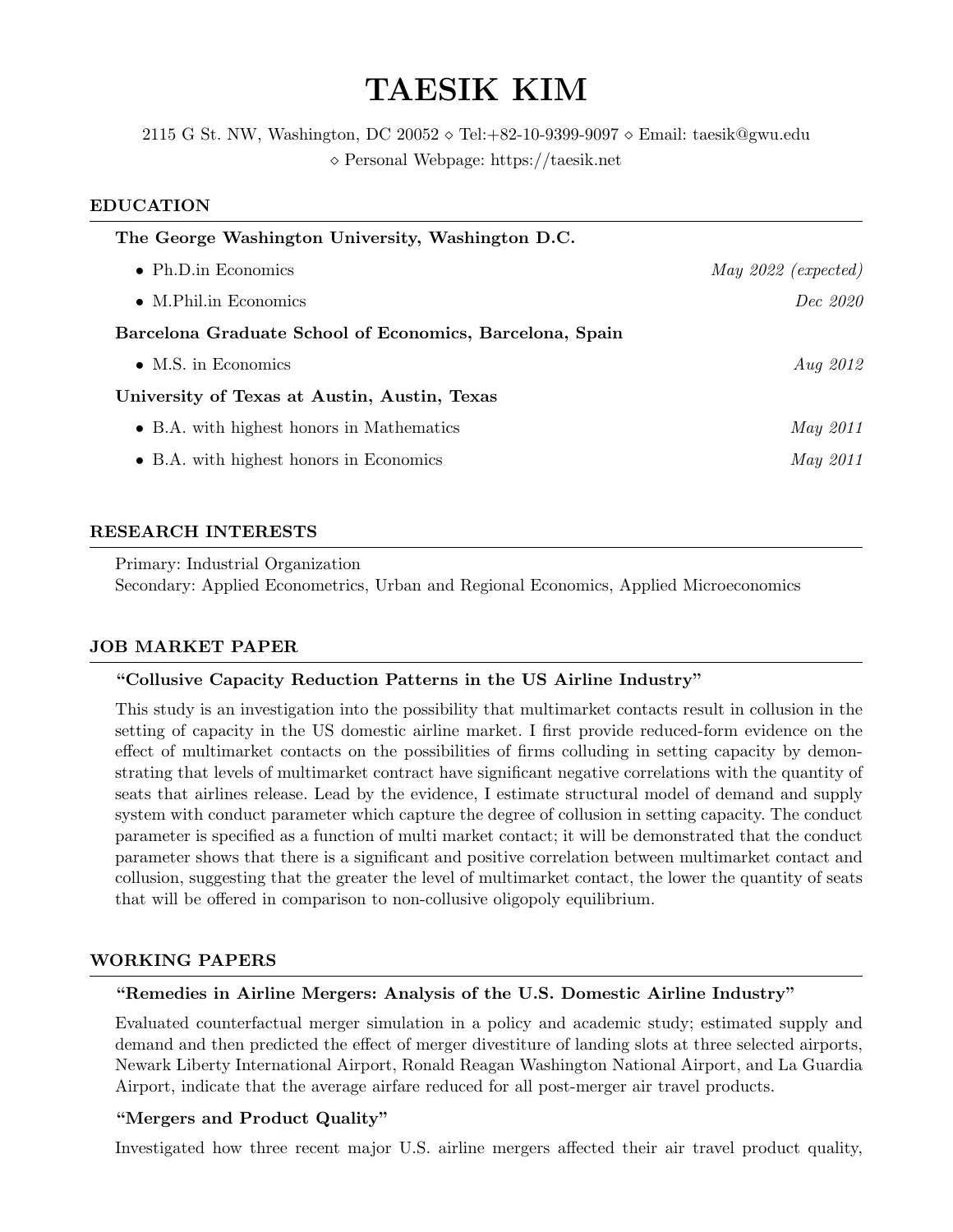# TAESIK KIM

2115 G St. NW, Washington, DC 20052 ⋄ Tel:+82-10-9399-9097 ⋄ Email: taesik@gwu.edu
⋄ Personal Webpage: https://taesik.net

## EDUCATION

**The George Washington University, Washington D.C.**

- Ph.D.in Economics — *May 2022 (expected)*
- M.Phil.in Economics — *Dec 2020*

**Barcelona Graduate School of Economics, Barcelona, Spain**

- M.S. in Economics — *Aug 2012*

**University of Texas at Austin, Austin, Texas**

- B.A. with highest honors in Mathematics — *May 2011*
- B.A. with highest honors in Economics — *May 2011*

## RESEARCH INTERESTS

Primary: Industrial Organization
Secondary: Applied Econometrics, Urban and Regional Economics, Applied Microeconomics

## JOB MARKET PAPER

### "Collusive Capacity Reduction Patterns in the US Airline Industry"

This study is an investigation into the possibility that multimarket contacts result in collusion in the setting of capacity in the US domestic airline market. I first provide reduced-form evidence on the effect of multimarket contacts on the possibilities of firms colluding in setting capacity by demonstrating that levels of multimarket contract have significant negative correlations with the quantity of seats that airlines release. Lead by the evidence, I estimate structural model of demand and supply system with conduct parameter which capture the degree of collusion in setting capacity. The conduct parameter is specified as a function of multi market contact; it will be demonstrated that the conduct parameter shows that there is a significant and positive correlation between multimarket contact and collusion, suggesting that the greater the level of multimarket contact, the lower the quantity of seats that will be offered in comparison to non-collusive oligopoly equilibrium.

## WORKING PAPERS

### "Remedies in Airline Mergers: Analysis of the U.S. Domestic Airline Industry"

Evaluated counterfactual merger simulation in a policy and academic study; estimated supply and demand and then predicted the effect of merger divestiture of landing slots at three selected airports, Newark Liberty International Airport, Ronald Reagan Washington National Airport, and La Guardia Airport, indicate that the average airfare reduced for all post-merger air travel products.

### "Mergers and Product Quality"

Investigated how three recent major U.S. airline mergers affected their air travel product quality,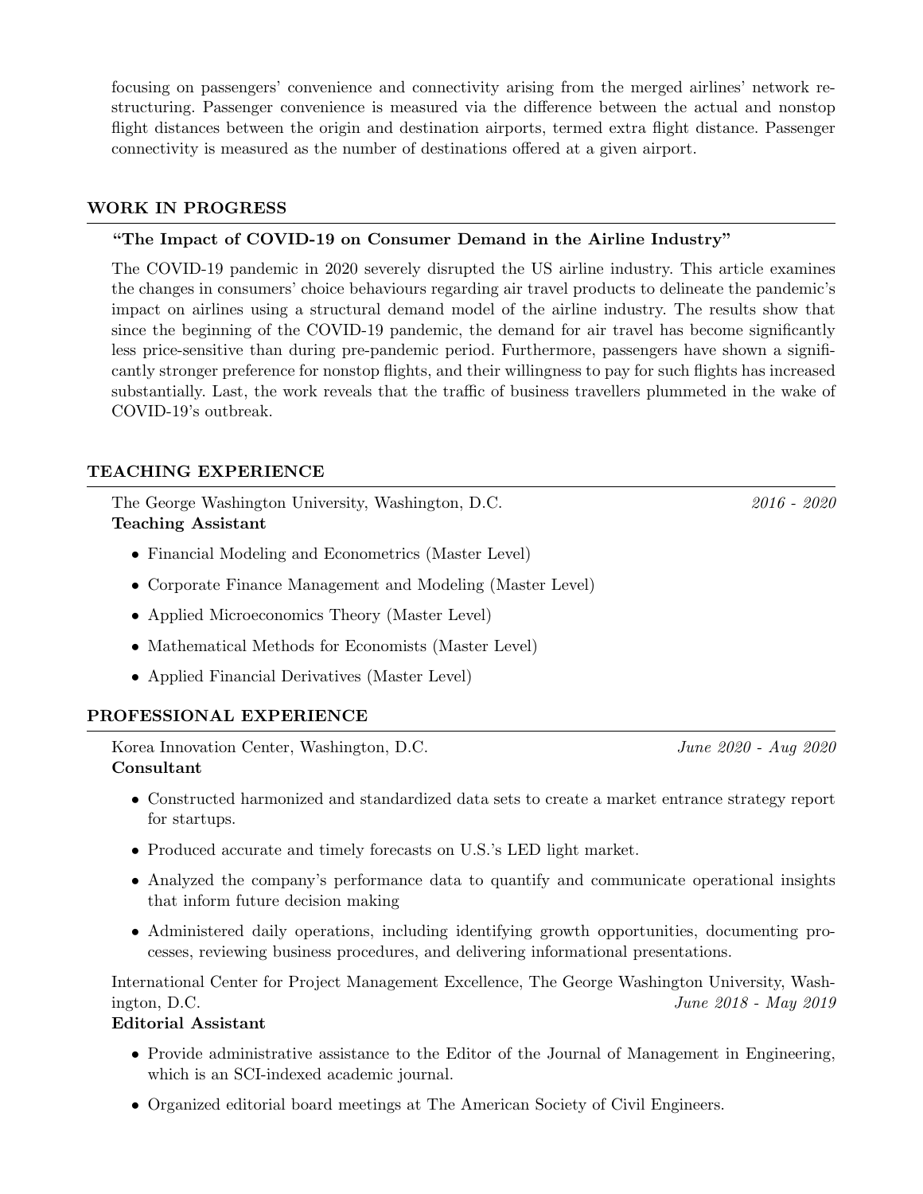focusing on passengers' convenience and connectivity arising from the merged airlines' network restructuring. Passenger convenience is measured via the difference between the actual and nonstop flight distances between the origin and destination airports, termed extra flight distance. Passenger connectivity is measured as the number of destinations offered at a given airport.

## WORK IN PROGRESS

**"The Impact of COVID-19 on Consumer Demand in the Airline Industry"**

The COVID-19 pandemic in 2020 severely disrupted the US airline industry. This article examines the changes in consumers' choice behaviours regarding air travel products to delineate the pandemic's impact on airlines using a structural demand model of the airline industry. The results show that since the beginning of the COVID-19 pandemic, the demand for air travel has become significantly less price-sensitive than during pre-pandemic period. Furthermore, passengers have shown a significantly stronger preference for nonstop flights, and their willingness to pay for such flights has increased substantially. Last, the work reveals that the traffic of business travellers plummeted in the wake of COVID-19's outbreak.

## TEACHING EXPERIENCE

The George Washington University, Washington, D.C. *2016 - 2020*
**Teaching Assistant**

- Financial Modeling and Econometrics (Master Level)
- Corporate Finance Management and Modeling (Master Level)
- Applied Microeconomics Theory (Master Level)
- Mathematical Methods for Economists (Master Level)
- Applied Financial Derivatives (Master Level)

## PROFESSIONAL EXPERIENCE

Korea Innovation Center, Washington, D.C. *June 2020 - Aug 2020*
**Consultant**

- Constructed harmonized and standardized data sets to create a market entrance strategy report for startups.
- Produced accurate and timely forecasts on U.S.'s LED light market.
- Analyzed the company's performance data to quantify and communicate operational insights that inform future decision making
- Administered daily operations, including identifying growth opportunities, documenting processes, reviewing business procedures, and delivering informational presentations.

International Center for Project Management Excellence, The George Washington University, Washington, D.C. *June 2018 - May 2019*
**Editorial Assistant**

- Provide administrative assistance to the Editor of the Journal of Management in Engineering, which is an SCI-indexed academic journal.
- Organized editorial board meetings at The American Society of Civil Engineers.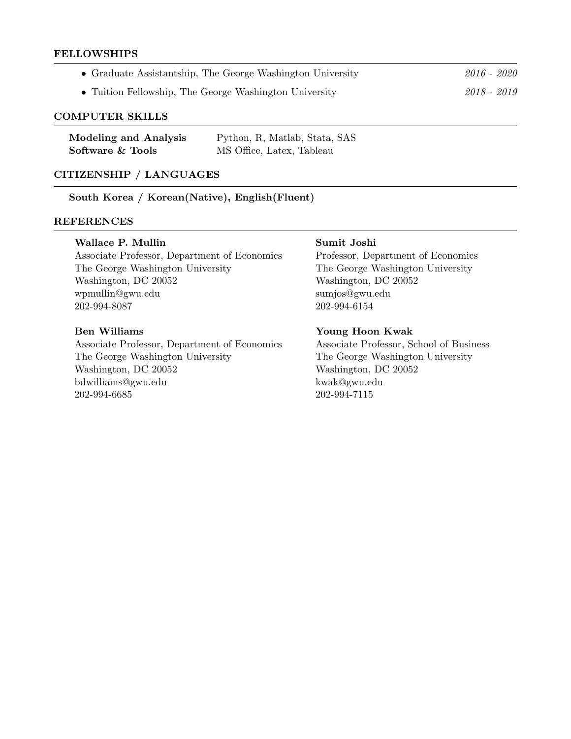## FELLOWSHIPS

- Graduate Assistantship, The George Washington University *2016 - 2020*
- Tuition Fellowship, The George Washington University *2018 - 2019*

## COMPUTER SKILLS

| | |
|---|---|
| **Modeling and Analysis** | Python, R, Matlab, Stata, SAS |
| **Software & Tools** | MS Office, Latex, Tableau |

## CITIZENSHIP / LANGUAGES

**South Korea / Korean(Native), English(Fluent)**

## REFERENCES

**Wallace P. Mullin**
Associate Professor, Department of Economics
The George Washington University
Washington, DC 20052
wpmullin@gwu.edu
202-994-8087

**Sumit Joshi**
Professor, Department of Economics
The George Washington University
Washington, DC 20052
sumjos@gwu.edu
202-994-6154

**Ben Williams**
Associate Professor, Department of Economics
The George Washington University
Washington, DC 20052
bdwilliams@gwu.edu
202-994-6685

**Young Hoon Kwak**
Associate Professor, School of Business
The George Washington University
Washington, DC 20052
kwak@gwu.edu
202-994-7115